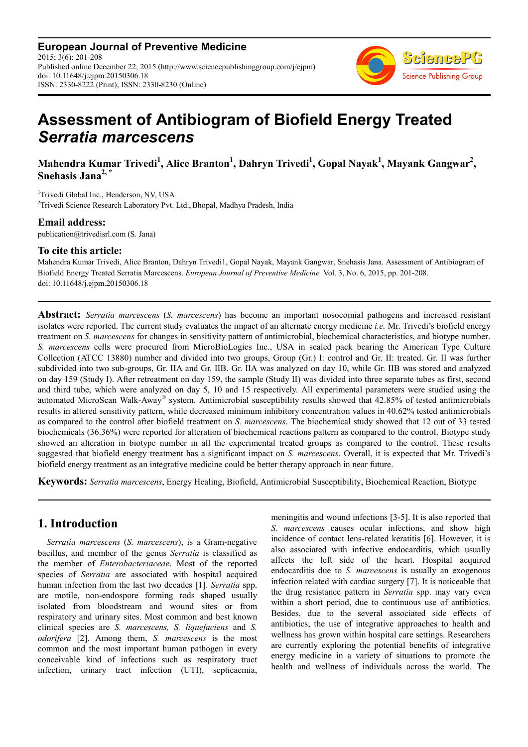**European Journal of Preventive Medicine**
2015; 3(6): 201-208
Published online December 22, 2015 (http://www.sciencepublishinggroup.com/j/ejpm)
doi: 10.11648/j.ejpm.20150306.18
ISSN: 2330-8222 (Print); ISSN: 2330-8230 (Online)

# Assessment of Antibiogram of Biofield Energy Treated *Serratia marcescens*

**Mahendra Kumar Trivedi[1], Alice Branton[1], Dahryn Trivedi[1], Gopal Nayak[1], Mayank Gangwar[2], Snehasis Jana[2, *]**

[1]Trivedi Global Inc., Henderson, NV, USA
[2]Trivedi Science Research Laboratory Pvt. Ltd., Bhopal, Madhya Pradesh, India

### Email address:
publication@trivedisrl.com (S. Jana)

### To cite this article:
Mahendra Kumar Trivedi, Alice Branton, Dahryn Trivedi1, Gopal Nayak, Mayank Gangwar, Snehasis Jana. Assessment of Antibiogram of Biofield Energy Treated Serratia Marcescens. *European Journal of Preventive Medicine.* Vol. 3, No. 6, 2015, pp. 201-208. doi: 10.11648/j.ejpm.20150306.18

---

**Abstract:** *Serratia marcescens* (*S. marcescens*) has become an important nosocomial pathogens and increased resistant isolates were reported. The current study evaluates the impact of an alternate energy medicine *i.e.* Mr. Trivedi's biofield energy treatment on *S. marcescens* for changes in sensitivity pattern of antimicrobial, biochemical characteristics, and biotype number. *S. marcescens* cells were procured from MicroBioLogics Inc., USA in sealed pack bearing the American Type Culture Collection (ATCC 13880) number and divided into two groups, Group (Gr.) I: control and Gr. II: treated. Gr. II was further subdivided into two sub-groups, Gr. IIA and Gr. IIB. Gr. IIA was analyzed on day 10, while Gr. IIB was stored and analyzed on day 159 (Study I). After retreatment on day 159, the sample (Study II) was divided into three separate tubes as first, second and third tube, which were analyzed on day 5, 10 and 15 respectively. All experimental parameters were studied using the automated MicroScan Walk-Away® system. Antimicrobial susceptibility results showed that 42.85% of tested antimicrobials results in altered sensitivity pattern, while decreased minimum inhibitory concentration values in 40.62% tested antimicrobials as compared to the control after biofield treatment on *S. marcescens*. The biochemical study showed that 12 out of 33 tested biochemicals (36.36%) were reported for alteration of biochemical reactions pattern as compared to the control. Biotype study showed an alteration in biotype number in all the experimental treated groups as compared to the control. These results suggested that biofield energy treatment has a significant impact on *S. marcescens*. Overall, it is expected that Mr. Trivedi's biofield energy treatment as an integrative medicine could be better therapy approach in near future.

**Keywords:** *Serratia marcescens*, Energy Healing, Biofield, Antimicrobial Susceptibility, Biochemical Reaction, Biotype

---

## 1. Introduction

*Serratia marcescens* (*S. marcescens*), is a Gram-negative bacillus, and member of the genus *Serratia* is classified as the member of *Enterobacteriaceae*. Most of the reported species of *Serratia* are associated with hospital acquired human infection from the last two decades [1]. *Serratia* spp. are motile, non-endospore forming rods shaped usually isolated from bloodstream and wound sites or from respiratory and urinary sites. Most common and best known clinical species are *S. marcescens, S. liquefaciens* and *S. odorifera* [2]. Among them, *S. marcescens* is the most common and the most important human pathogen in every conceivable kind of infections such as respiratory tract infection, urinary tract infection (UTI), septicaemia, meningitis and wound infections [3-5]. It is also reported that *S. marcescens* causes ocular infections, and show high incidence of contact lens-related keratitis [6]. However, it is also associated with infective endocarditis, which usually affects the left side of the heart. Hospital acquired endocarditis due to *S. marcescens* is usually an exogenous infection related with cardiac surgery [7]. It is noticeable that the drug resistance pattern in *Serratia* spp. may vary even within a short period, due to continuous use of antibiotics. Besides, due to the several associated side effects of antibiotics, the use of integrative approaches to health and wellness has grown within hospital care settings. Researchers are currently exploring the potential benefits of integrative energy medicine in a variety of situations to promote the health and wellness of individuals across the world. The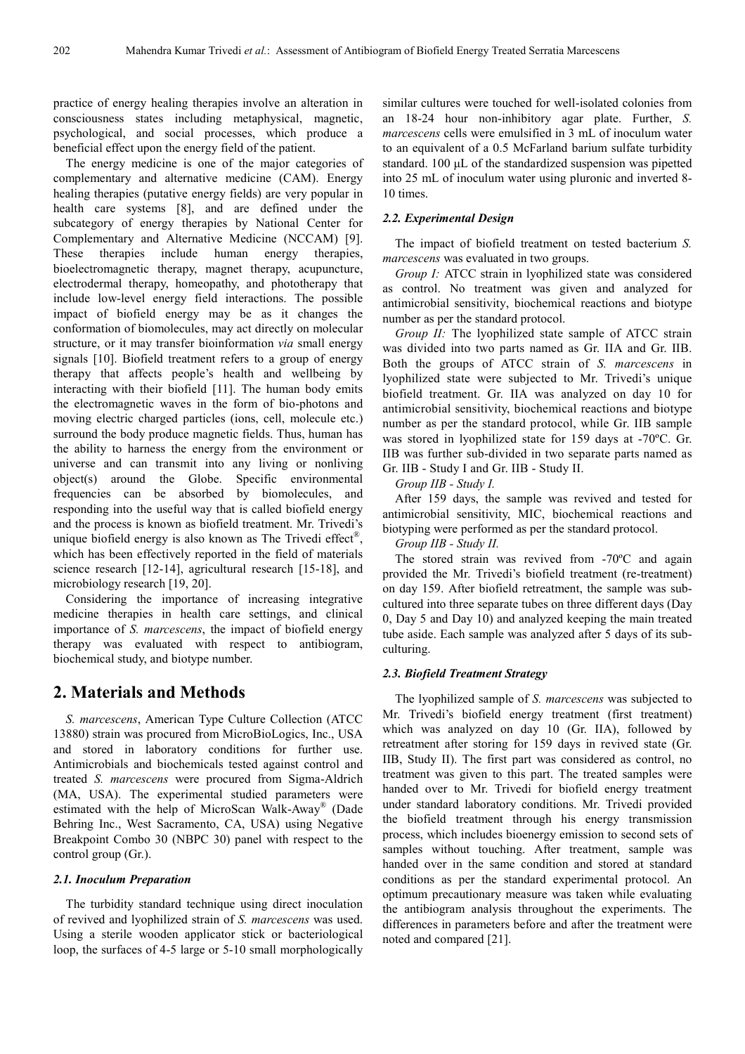practice of energy healing therapies involve an alteration in consciousness states including metaphysical, magnetic, psychological, and social processes, which produce a beneficial effect upon the energy field of the patient.

The energy medicine is one of the major categories of complementary and alternative medicine (CAM). Energy healing therapies (putative energy fields) are very popular in health care systems [8], and are defined under the subcategory of energy therapies by National Center for Complementary and Alternative Medicine (NCCAM) [9]. These therapies include human energy therapies, bioelectromagnetic therapy, magnet therapy, acupuncture, electrodermal therapy, homeopathy, and phototherapy that include low-level energy field interactions. The possible impact of biofield energy may be as it changes the conformation of biomolecules, may act directly on molecular structure, or it may transfer bioinformation *via* small energy signals [10]. Biofield treatment refers to a group of energy therapy that affects people's health and wellbeing by interacting with their biofield [11]. The human body emits the electromagnetic waves in the form of bio-photons and moving electric charged particles (ions, cell, molecule etc.) surround the body produce magnetic fields. Thus, human has the ability to harness the energy from the environment or universe and can transmit into any living or nonliving object(s) around the Globe. Specific environmental frequencies can be absorbed by biomolecules, and responding into the useful way that is called biofield energy and the process is known as biofield treatment. Mr. Trivedi's unique biofield energy is also known as The Trivedi effect®, which has been effectively reported in the field of materials science research [12-14], agricultural research [15-18], and microbiology research [19, 20].

Considering the importance of increasing integrative medicine therapies in health care settings, and clinical importance of *S. marcescens*, the impact of biofield energy therapy was evaluated with respect to antibiogram, biochemical study, and biotype number.

## 2. Materials and Methods

*S. marcescens*, American Type Culture Collection (ATCC 13880) strain was procured from MicroBioLogics, Inc., USA and stored in laboratory conditions for further use. Antimicrobials and biochemicals tested against control and treated *S. marcescens* were procured from Sigma-Aldrich (MA, USA). The experimental studied parameters were estimated with the help of MicroScan Walk-Away® (Dade Behring Inc., West Sacramento, CA, USA) using Negative Breakpoint Combo 30 (NBPC 30) panel with respect to the control group (Gr.).

### 2.1. Inoculum Preparation

The turbidity standard technique using direct inoculation of revived and lyophilized strain of *S. marcescens* was used. Using a sterile wooden applicator stick or bacteriological loop, the surfaces of 4-5 large or 5-10 small morphologically similar cultures were touched for well-isolated colonies from an 18-24 hour non-inhibitory agar plate. Further, *S. marcescens* cells were emulsified in 3 mL of inoculum water to an equivalent of a 0.5 McFarland barium sulfate turbidity standard. 100 µL of the standardized suspension was pipetted into 25 mL of inoculum water using pluronic and inverted 8-10 times.

### 2.2. Experimental Design

The impact of biofield treatment on tested bacterium *S. marcescens* was evaluated in two groups.

*Group I:* ATCC strain in lyophilized state was considered as control. No treatment was given and analyzed for antimicrobial sensitivity, biochemical reactions and biotype number as per the standard protocol.

*Group II:* The lyophilized state sample of ATCC strain was divided into two parts named as Gr. IIA and Gr. IIB. Both the groups of ATCC strain of *S. marcescens* in lyophilized state were subjected to Mr. Trivedi's unique biofield treatment. Gr. IIA was analyzed on day 10 for antimicrobial sensitivity, biochemical reactions and biotype number as per the standard protocol, while Gr. IIB sample was stored in lyophilized state for 159 days at -70ºC. Gr. IIB was further sub-divided in two separate parts named as Gr. IIB - Study I and Gr. IIB - Study II.

*Group IIB - Study I.*

After 159 days, the sample was revived and tested for antimicrobial sensitivity, MIC, biochemical reactions and biotyping were performed as per the standard protocol.

*Group IIB - Study II.*

The stored strain was revived from -70ºC and again provided the Mr. Trivedi's biofield treatment (re-treatment) on day 159. After biofield retreatment, the sample was sub-cultured into three separate tubes on three different days (Day 0, Day 5 and Day 10) and analyzed keeping the main treated tube aside. Each sample was analyzed after 5 days of its sub-culturing.

### 2.3. Biofield Treatment Strategy

The lyophilized sample of *S. marcescens* was subjected to Mr. Trivedi's biofield energy treatment (first treatment) which was analyzed on day 10 (Gr. IIA), followed by retreatment after storing for 159 days in revived state (Gr. IIB, Study II). The first part was considered as control, no treatment was given to this part. The treated samples were handed over to Mr. Trivedi for biofield energy treatment under standard laboratory conditions. Mr. Trivedi provided the biofield treatment through his energy transmission process, which includes bioenergy emission to second sets of samples without touching. After treatment, sample was handed over in the same condition and stored at standard conditions as per the standard experimental protocol. An optimum precautionary measure was taken while evaluating the antibiogram analysis throughout the experiments. The differences in parameters before and after the treatment were noted and compared [21].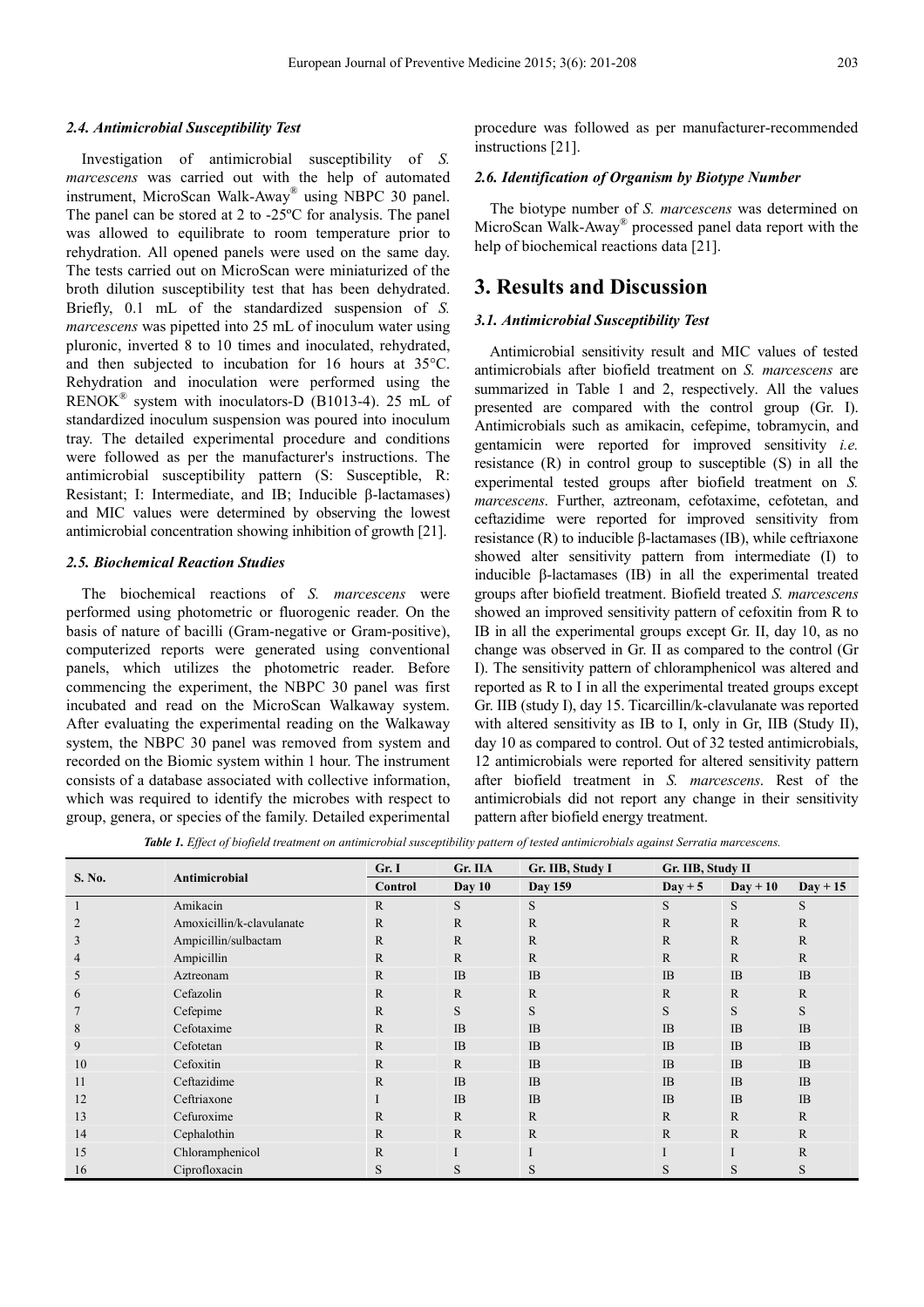### 2.4. Antimicrobial Susceptibility Test

Investigation of antimicrobial susceptibility of *S. marcescens* was carried out with the help of automated instrument, MicroScan Walk-Away® using NBPC 30 panel. The panel can be stored at 2 to -25ºC for analysis. The panel was allowed to equilibrate to room temperature prior to rehydration. All opened panels were used on the same day. The tests carried out on MicroScan were miniaturized of the broth dilution susceptibility test that has been dehydrated. Briefly, 0.1 mL of the standardized suspension of *S. marcescens* was pipetted into 25 mL of inoculum water using pluronic, inverted 8 to 10 times and inoculated, rehydrated, and then subjected to incubation for 16 hours at 35°C. Rehydration and inoculation were performed using the RENOK® system with inoculators-D (B1013-4). 25 mL of standardized inoculum suspension was poured into inoculum tray. The detailed experimental procedure and conditions were followed as per the manufacturer's instructions. The antimicrobial susceptibility pattern (S: Susceptible, R: Resistant; I: Intermediate, and IB; Inducible β-lactamases) and MIC values were determined by observing the lowest antimicrobial concentration showing inhibition of growth [21].

### 2.5. Biochemical Reaction Studies

The biochemical reactions of *S. marcescens* were performed using photometric or fluorogenic reader. On the basis of nature of bacilli (Gram-negative or Gram-positive), computerized reports were generated using conventional panels, which utilizes the photometric reader. Before commencing the experiment, the NBPC 30 panel was first incubated and read on the MicroScan Walkaway system. After evaluating the experimental reading on the Walkaway system, the NBPC 30 panel was removed from system and recorded on the Biomic system within 1 hour. The instrument consists of a database associated with collective information, which was required to identify the microbes with respect to group, genera, or species of the family. Detailed experimental procedure was followed as per manufacturer-recommended instructions [21].

### 2.6. Identification of Organism by Biotype Number

The biotype number of *S. marcescens* was determined on MicroScan Walk-Away® processed panel data report with the help of biochemical reactions data [21].

## 3. Results and Discussion

### 3.1. Antimicrobial Susceptibility Test

Antimicrobial sensitivity result and MIC values of tested antimicrobials after biofield treatment on *S. marcescens* are summarized in Table 1 and 2, respectively. All the values presented are compared with the control group (Gr. I). Antimicrobials such as amikacin, cefepime, tobramycin, and gentamicin were reported for improved sensitivity *i.e.* resistance (R) in control group to susceptible (S) in all the experimental tested groups after biofield treatment on *S. marcescens*. Further, aztreonam, cefotaxime, cefotetan, and ceftazidime were reported for improved sensitivity from resistance (R) to inducible β-lactamases (IB), while ceftriaxone showed alter sensitivity pattern from intermediate (I) to inducible β-lactamases (IB) in all the experimental treated groups after biofield treatment. Biofield treated *S. marcescens* showed an improved sensitivity pattern of cefoxitin from R to IB in all the experimental groups except Gr. II, day 10, as no change was observed in Gr. II as compared to the control (Gr I). The sensitivity pattern of chloramphenicol was altered and reported as R to I in all the experimental treated groups except Gr. IIB (study I), day 15. Ticarcillin/k-clavulanate was reported with altered sensitivity as IB to I, only in Gr, IIB (Study II), day 10 as compared to control. Out of 32 tested antimicrobials, 12 antimicrobials were reported for altered sensitivity pattern after biofield treatment in *S. marcescens*. Rest of the antimicrobials did not report any change in their sensitivity pattern after biofield energy treatment.

***Table 1.** Effect of biofield treatment on antimicrobial susceptibility pattern of tested antimicrobials against Serratia marcescens.*

| S. No. | Antimicrobial | Gr. I | Gr. IIA | Gr. IIB, Study I | Gr. IIB, Study II | | |
|---|---|---|---|---|---|---|---|
| | | Control | Day 10 | Day 159 | Day + 5 | Day + 10 | Day + 15 |
| 1 | Amikacin | R | S | S | S | S | S |
| 2 | Amoxicillin/k-clavulanate | R | R | R | R | R | R |
| 3 | Ampicillin/sulbactam | R | R | R | R | R | R |
| 4 | Ampicillin | R | R | R | R | R | R |
| 5 | Aztreonam | R | IB | IB | IB | IB | IB |
| 6 | Cefazolin | R | R | R | R | R | R |
| 7 | Cefepime | R | S | S | S | S | S |
| 8 | Cefotaxime | R | IB | IB | IB | IB | IB |
| 9 | Cefotetan | R | IB | IB | IB | IB | IB |
| 10 | Cefoxitin | R | R | IB | IB | IB | IB |
| 11 | Ceftazidime | R | IB | IB | IB | IB | IB |
| 12 | Ceftriaxone | I | IB | IB | IB | IB | IB |
| 13 | Cefuroxime | R | R | R | R | R | R |
| 14 | Cephalothin | R | R | R | R | R | R |
| 15 | Chloramphenicol | R | I | I | I | I | R |
| 16 | Ciprofloxacin | S | S | S | S | S | S |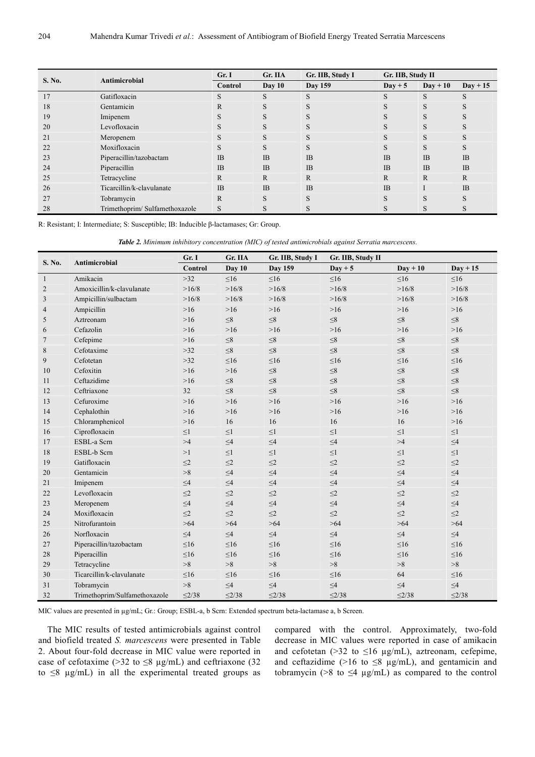| S. No. | Antimicrobial | Gr. I | Gr. IIA | Gr. IIB, Study I | Gr. IIB, Study II | | |
|---|---|---|---|---|---|---|---|
| | | Control | Day 10 | Day 159 | Day + 5 | Day + 10 | Day + 15 |
| 17 | Gatifloxacin | S | S | S | S | S | S |
| 18 | Gentamicin | R | S | S | S | S | S |
| 19 | Imipenem | S | S | S | S | S | S |
| 20 | Levofloxacin | S | S | S | S | S | S |
| 21 | Meropenem | S | S | S | S | S | S |
| 22 | Moxifloxacin | S | S | S | S | S | S |
| 23 | Piperacillin/tazobactam | IB | IB | IB | IB | IB | IB |
| 24 | Piperacillin | IB | IB | IB | IB | IB | IB |
| 25 | Tetracycline | R | R | R | R | R | R |
| 26 | Ticarcillin/k-clavulanate | IB | IB | IB | IB | I | IB |
| 27 | Tobramycin | R | S | S | S | S | S |
| 28 | Trimethoprim/ Sulfamethoxazole | S | S | S | S | S | S |

R: Resistant; I: Intermediate; S: Susceptible; IB: Inducible β-lactamases; Gr: Group.

***Table 2.*** *Minimum inhibitory concentration (MIC) of tested antimicrobials against Serratia marcescens.*

| S. No. | Antimicrobial | Gr. I | Gr. IIA | Gr. IIB, Study I | Gr. IIB, Study II | | |
|---|---|---|---|---|---|---|---|
| | | Control | Day 10 | Day 159 | Day + 5 | Day + 10 | Day + 15 |
| 1 | Amikacin | >32 | ≤16 | ≤16 | ≤16 | ≤16 | ≤16 |
| 2 | Amoxicillin/k-clavulanate | >16/8 | >16/8 | >16/8 | >16/8 | >16/8 | >16/8 |
| 3 | Ampicillin/sulbactam | >16/8 | >16/8 | >16/8 | >16/8 | >16/8 | >16/8 |
| 4 | Ampicillin | >16 | >16 | >16 | >16 | >16 | >16 |
| 5 | Aztreonam | >16 | ≤8 | ≤8 | ≤8 | ≤8 | ≤8 |
| 6 | Cefazolin | >16 | >16 | >16 | >16 | >16 | >16 |
| 7 | Cefepime | >16 | ≤8 | ≤8 | ≤8 | ≤8 | ≤8 |
| 8 | Cefotaxime | >32 | ≤8 | ≤8 | ≤8 | ≤8 | ≤8 |
| 9 | Cefotetan | >32 | ≤16 | ≤16 | ≤16 | ≤16 | ≤16 |
| 10 | Cefoxitin | >16 | >16 | ≤8 | ≤8 | ≤8 | ≤8 |
| 11 | Ceftazidime | >16 | ≤8 | ≤8 | ≤8 | ≤8 | ≤8 |
| 12 | Ceftriaxone | 32 | ≤8 | ≤8 | ≤8 | ≤8 | ≤8 |
| 13 | Cefuroxime | >16 | >16 | >16 | >16 | >16 | >16 |
| 14 | Cephalothin | >16 | >16 | >16 | >16 | >16 | >16 |
| 15 | Chloramphenicol | >16 | 16 | 16 | 16 | 16 | >16 |
| 16 | Ciprofloxacin | ≤1 | ≤1 | ≤1 | ≤1 | ≤1 | ≤1 |
| 17 | ESBL-a Scrn | >4 | ≤4 | ≤4 | ≤4 | >4 | ≤4 |
| 18 | ESBL-b Scrn | >1 | ≤1 | ≤1 | ≤1 | ≤1 | ≤1 |
| 19 | Gatifloxacin | ≤2 | ≤2 | ≤2 | ≤2 | ≤2 | ≤2 |
| 20 | Gentamicin | >8 | ≤4 | ≤4 | ≤4 | ≤4 | ≤4 |
| 21 | Imipenem | ≤4 | ≤4 | ≤4 | ≤4 | ≤4 | ≤4 |
| 22 | Levofloxacin | ≤2 | ≤2 | ≤2 | ≤2 | ≤2 | ≤2 |
| 23 | Meropenem | ≤4 | ≤4 | ≤4 | ≤4 | ≤4 | ≤4 |
| 24 | Moxifloxacin | ≤2 | ≤2 | ≤2 | ≤2 | ≤2 | ≤2 |
| 25 | Nitrofurantoin | >64 | >64 | >64 | >64 | >64 | >64 |
| 26 | Norfloxacin | ≤4 | ≤4 | ≤4 | ≤4 | ≤4 | ≤4 |
| 27 | Piperacillin/tazobactam | ≤16 | ≤16 | ≤16 | ≤16 | ≤16 | ≤16 |
| 28 | Piperacillin | ≤16 | ≤16 | ≤16 | ≤16 | ≤16 | ≤16 |
| 29 | Tetracycline | >8 | >8 | >8 | >8 | >8 | >8 |
| 30 | Ticarcillin/k-clavulanate | ≤16 | ≤16 | ≤16 | ≤16 | 64 | ≤16 |
| 31 | Tobramycin | >8 | ≤4 | ≤4 | ≤4 | ≤4 | ≤4 |
| 32 | Trimethoprim/Sulfamethoxazole | ≤2/38 | ≤2/38 | ≤2/38 | ≤2/38 | ≤2/38 | ≤2/38 |

MIC values are presented in µg/mL; Gr.: Group; ESBL-a, b Scrn: Extended spectrum beta-lactamase a, b Screen.

The MIC results of tested antimicrobials against control and biofield treated *S. marcescens* were presented in Table 2. About four-fold decrease in MIC value were reported in case of cefotaxime (>32 to ≤8 µg/mL) and ceftriaxone (32 to ≤8 µg/mL) in all the experimental treated groups as compared with the control. Approximately, two-fold decrease in MIC values were reported in case of amikacin and cefotetan (>32 to ≤16 µg/mL), aztreonam, cefepime, and ceftazidime (>16 to ≤8 µg/mL), and gentamicin and tobramycin (>8 to ≤4 µg/mL) as compared to the control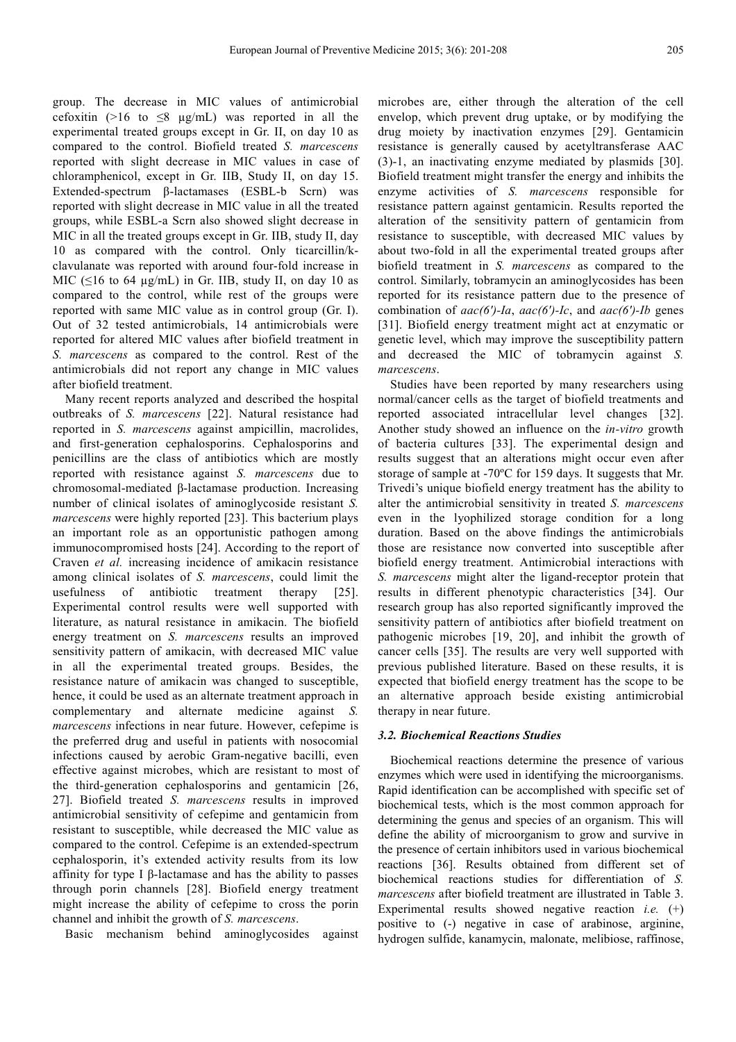group. The decrease in MIC values of antimicrobial cefoxitin (>16 to ≤8 µg/mL) was reported in all the experimental treated groups except in Gr. II, on day 10 as compared to the control. Biofield treated *S. marcescens* reported with slight decrease in MIC values in case of chloramphenicol, except in Gr. IIB, Study II, on day 15. Extended-spectrum β-lactamases (ESBL-b Scrn) was reported with slight decrease in MIC value in all the treated groups, while ESBL-a Scrn also showed slight decrease in MIC in all the treated groups except in Gr. IIB, study II, day 10 as compared with the control. Only ticarcillin/k-clavulanate was reported with around four-fold increase in MIC (≤16 to 64 µg/mL) in Gr. IIB, study II, on day 10 as compared to the control, while rest of the groups were reported with same MIC value as in control group (Gr. I). Out of 32 tested antimicrobials, 14 antimicrobials were reported for altered MIC values after biofield treatment in *S. marcescens* as compared to the control. Rest of the antimicrobials did not report any change in MIC values after biofield treatment.

Many recent reports analyzed and described the hospital outbreaks of *S. marcescens* [22]. Natural resistance had reported in *S. marcescens* against ampicillin, macrolides, and first-generation cephalosporins. Cephalosporins and penicillins are the class of antibiotics which are mostly reported with resistance against *S. marcescens* due to chromosomal-mediated β-lactamase production. Increasing number of clinical isolates of aminoglycoside resistant *S. marcescens* were highly reported [23]. This bacterium plays an important role as an opportunistic pathogen among immunocompromised hosts [24]. According to the report of Craven *et al.* increasing incidence of amikacin resistance among clinical isolates of *S. marcescens*, could limit the usefulness of antibiotic treatment therapy [25]. Experimental control results were well supported with literature, as natural resistance in amikacin. The biofield energy treatment on *S. marcescens* results an improved sensitivity pattern of amikacin, with decreased MIC value in all the experimental treated groups. Besides, the resistance nature of amikacin was changed to susceptible, hence, it could be used as an alternate treatment approach in complementary and alternate medicine against *S. marcescens* infections in near future. However, cefepime is the preferred drug and useful in patients with nosocomial infections caused by aerobic Gram-negative bacilli, even effective against microbes, which are resistant to most of the third-generation cephalosporins and gentamicin [26, 27]. Biofield treated *S. marcescens* results in improved antimicrobial sensitivity of cefepime and gentamicin from resistant to susceptible, while decreased the MIC value as compared to the control. Cefepime is an extended-spectrum cephalosporin, it's extended activity results from its low affinity for type I β-lactamase and has the ability to passes through porin channels [28]. Biofield energy treatment might increase the ability of cefepime to cross the porin channel and inhibit the growth of *S. marcescens*.

Basic mechanism behind aminoglycosides against microbes are, either through the alteration of the cell envelop, which prevent drug uptake, or by modifying the drug moiety by inactivation enzymes [29]. Gentamicin resistance is generally caused by acetyltransferase AAC (3)-1, an inactivating enzyme mediated by plasmids [30]. Biofield treatment might transfer the energy and inhibits the enzyme activities of *S. marcescens* responsible for resistance pattern against gentamicin. Results reported the alteration of the sensitivity pattern of gentamicin from resistance to susceptible, with decreased MIC values by about two-fold in all the experimental treated groups after biofield treatment in *S. marcescens* as compared to the control. Similarly, tobramycin an aminoglycosides has been reported for its resistance pattern due to the presence of combination of *aac(6')-Ia*, *aac(6')-Ic*, and *aac(6')-Ib* genes [31]. Biofield energy treatment might act at enzymatic or genetic level, which may improve the susceptibility pattern and decreased the MIC of tobramycin against *S. marcescens*.

Studies have been reported by many researchers using normal/cancer cells as the target of biofield treatments and reported associated intracellular level changes [32]. Another study showed an influence on the *in-vitro* growth of bacteria cultures [33]. The experimental design and results suggest that an alterations might occur even after storage of sample at -70ºC for 159 days. It suggests that Mr. Trivedi's unique biofield energy treatment has the ability to alter the antimicrobial sensitivity in treated *S. marcescens* even in the lyophilized storage condition for a long duration. Based on the above findings the antimicrobials those are resistance now converted into susceptible after biofield energy treatment. Antimicrobial interactions with *S. marcescens* might alter the ligand-receptor protein that results in different phenotypic characteristics [34]. Our research group has also reported significantly improved the sensitivity pattern of antibiotics after biofield treatment on pathogenic microbes [19, 20], and inhibit the growth of cancer cells [35]. The results are very well supported with previous published literature. Based on these results, it is expected that biofield energy treatment has the scope to be an alternative approach beside existing antimicrobial therapy in near future.

### *3.2. Biochemical Reactions Studies*

Biochemical reactions determine the presence of various enzymes which were used in identifying the microorganisms. Rapid identification can be accomplished with specific set of biochemical tests, which is the most common approach for determining the genus and species of an organism. This will define the ability of microorganism to grow and survive in the presence of certain inhibitors used in various biochemical reactions [36]. Results obtained from different set of biochemical reactions studies for differentiation of *S. marcescens* after biofield treatment are illustrated in Table 3. Experimental results showed negative reaction *i.e.* (+) positive to (-) negative in case of arabinose, arginine, hydrogen sulfide, kanamycin, malonate, melibiose, raffinose,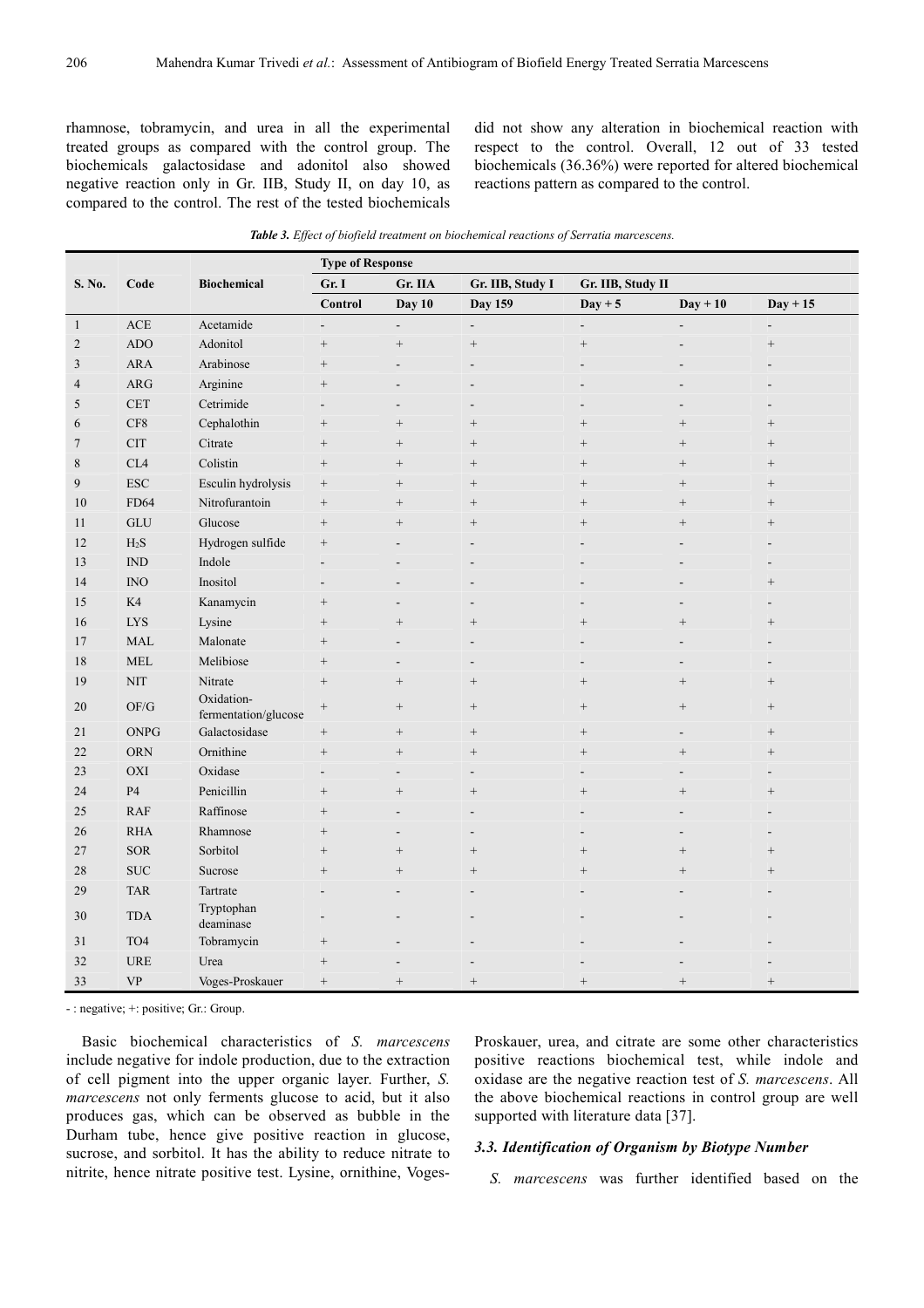rhamnose, tobramycin, and urea in all the experimental treated groups as compared with the control group. The biochemicals galactosidase and adonitol also showed negative reaction only in Gr. IIB, Study II, on day 10, as compared to the control. The rest of the tested biochemicals did not show any alteration in biochemical reaction with respect to the control. Overall, 12 out of 33 tested biochemicals (36.36%) were reported for altered biochemical reactions pattern as compared to the control.

***Table 3.** Effect of biofield treatment on biochemical reactions of Serratia marcescens.*

| S. No. | Code | Biochemical | Type of Response | | | | | |
|---|---|---|---|---|---|---|---|---|
| | | | Gr. I | Gr. IIA | Gr. IIB, Study I | Gr. IIB, Study II | | |
| | | | Control | Day 10 | Day 159 | Day + 5 | Day + 10 | Day + 15 |
| 1 | ACE | Acetamide | - | - | - | - | - | - |
| 2 | ADO | Adonitol | + | + | + | + | - | + |
| 3 | ARA | Arabinose | + | - | - | - | - | - |
| 4 | ARG | Arginine | + | - | - | - | - | - |
| 5 | CET | Cetrimide | - | - | - | - | - | - |
| 6 | CF8 | Cephalothin | + | + | + | + | + | + |
| 7 | CIT | Citrate | + | + | + | + | + | + |
| 8 | CL4 | Colistin | + | + | + | + | + | + |
| 9 | ESC | Esculin hydrolysis | + | + | + | + | + | + |
| 10 | FD64 | Nitrofurantoin | + | + | + | + | + | + |
| 11 | GLU | Glucose | + | + | + | + | + | + |
| 12 | $H_2S$ | Hydrogen sulfide | + | - | - | - | - | - |
| 13 | IND | Indole | - | - | - | - | - | - |
| 14 | INO | Inositol | - | - | - | - | - | + |
| 15 | K4 | Kanamycin | + | - | - | - | - | - |
| 16 | LYS | Lysine | + | + | + | + | + | + |
| 17 | MAL | Malonate | + | - | - | - | - | - |
| 18 | MEL | Melibiose | + | - | - | - | - | - |
| 19 | NIT | Nitrate | + | + | + | + | + | + |
| 20 | OF/G | Oxidation-fermentation/glucose | + | + | + | + | + | + |
| 21 | ONPG | Galactosidase | + | + | + | + | - | + |
| 22 | ORN | Ornithine | + | + | + | + | + | + |
| 23 | OXI | Oxidase | - | - | - | - | - | - |
| 24 | P4 | Penicillin | + | + | + | + | + | + |
| 25 | RAF | Raffinose | + | - | - | - | - | - |
| 26 | RHA | Rhamnose | + | - | - | - | - | - |
| 27 | SOR | Sorbitol | + | + | + | + | + | + |
| 28 | SUC | Sucrose | + | + | + | + | + | + |
| 29 | TAR | Tartrate | - | - | - | - | - | - |
| 30 | TDA | Tryptophan deaminase | - | - | - | - | - | - |
| 31 | TO4 | Tobramycin | + | - | - | - | - | - |
| 32 | URE | Urea | + | - | - | - | - | - |
| 33 | VP | Voges-Proskauer | + | + | + | + | + | + |

- : negative; +: positive; Gr.: Group.

Basic biochemical characteristics of *S. marcescens* include negative for indole production, due to the extraction of cell pigment into the upper organic layer. Further, *S. marcescens* not only ferments glucose to acid, but it also produces gas, which can be observed as bubble in the Durham tube, hence give positive reaction in glucose, sucrose, and sorbitol. It has the ability to reduce nitrate to nitrite, hence nitrate positive test. Lysine, ornithine, Voges-Proskauer, urea, and citrate are some other characteristics positive reactions biochemical test, while indole and oxidase are the negative reaction test of *S. marcescens*. All the above biochemical reactions in control group are well supported with literature data [37].

### *3.3. Identification of Organism by Biotype Number*

*S. marcescens* was further identified based on the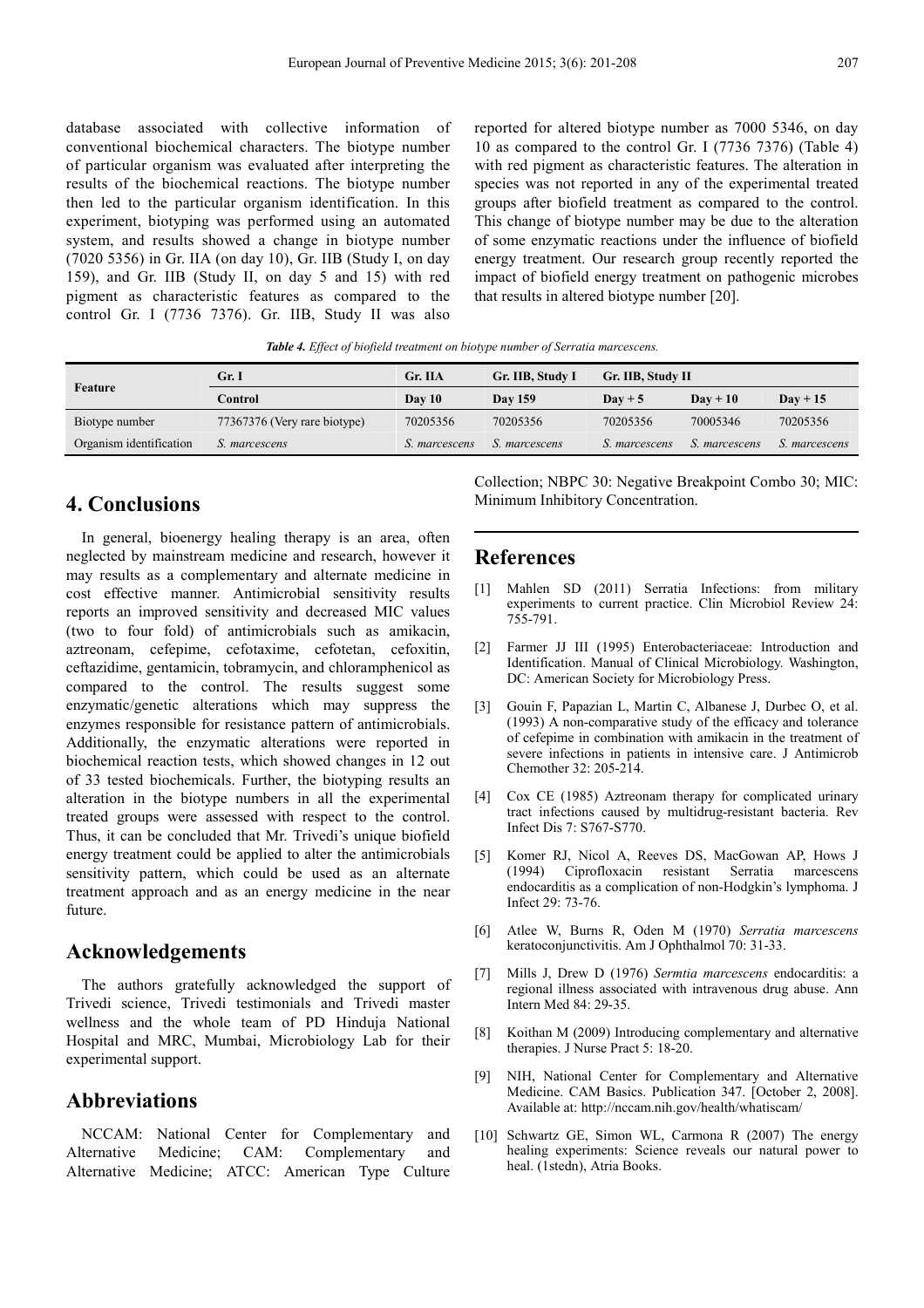database associated with collective information of conventional biochemical characters. The biotype number of particular organism was evaluated after interpreting the results of the biochemical reactions. The biotype number then led to the particular organism identification. In this experiment, biotyping was performed using an automated system, and results showed a change in biotype number (7020 5356) in Gr. IIA (on day 10), Gr. IIB (Study I, on day 159), and Gr. IIB (Study II, on day 5 and 15) with red pigment as characteristic features as compared to the control Gr. I (7736 7376). Gr. IIB, Study II was also reported for altered biotype number as 7000 5346, on day 10 as compared to the control Gr. I (7736 7376) (Table 4) with red pigment as characteristic features. The alteration in species was not reported in any of the experimental treated groups after biofield treatment as compared to the control. This change of biotype number may be due to the alteration of some enzymatic reactions under the influence of biofield energy treatment. Our research group recently reported the impact of biofield energy treatment on pathogenic microbes that results in altered biotype number [20].

***Table 4.*** *Effect of biofield treatment on biotype number of Serratia marcescens.*

| Feature | Gr. I | Gr. IIA | Gr. IIB, Study I | Gr. IIB, Study II | | |
|---|---|---|---|---|---|---|
| | Control | Day 10 | Day 159 | Day + 5 | Day + 10 | Day + 15 |
| Biotype number | 77367376 (Very rare biotype) | 70205356 | 70205356 | 70205356 | 70005346 | 70205356 |
| Organism identification | *S. marcescens* | *S. marcescens* | *S. marcescens* | *S. marcescens* | *S. marcescens* | *S. marcescens* |

## 4. Conclusions

In general, bioenergy healing therapy is an area, often neglected by mainstream medicine and research, however it may results as a complementary and alternate medicine in cost effective manner. Antimicrobial sensitivity results reports an improved sensitivity and decreased MIC values (two to four fold) of antimicrobials such as amikacin, aztreonam, cefepime, cefotaxime, cefotetan, cefoxitin, ceftazidime, gentamicin, tobramycin, and chloramphenicol as compared to the control. The results suggest some enzymatic/genetic alterations which may suppress the enzymes responsible for resistance pattern of antimicrobials. Additionally, the enzymatic alterations were reported in biochemical reaction tests, which showed changes in 12 out of 33 tested biochemicals. Further, the biotyping results an alteration in the biotype numbers in all the experimental treated groups were assessed with respect to the control. Thus, it can be concluded that Mr. Trivedi's unique biofield energy treatment could be applied to alter the antimicrobials sensitivity pattern, which could be used as an alternate treatment approach and as an energy medicine in the near future.

## Acknowledgements

The authors gratefully acknowledged the support of Trivedi science, Trivedi testimonials and Trivedi master wellness and the whole team of PD Hinduja National Hospital and MRC, Mumbai, Microbiology Lab for their experimental support.

## Abbreviations

NCCAM: National Center for Complementary and Alternative Medicine; CAM: Complementary and Alternative Medicine; ATCC: American Type Culture Collection; NBPC 30: Negative Breakpoint Combo 30; MIC: Minimum Inhibitory Concentration.

## References

[1] Mahlen SD (2011) Serratia Infections: from military experiments to current practice. Clin Microbiol Review 24: 755-791.

[2] Farmer JJ III (1995) Enterobacteriaceae: Introduction and Identification. Manual of Clinical Microbiology. Washington, DC: American Society for Microbiology Press.

[3] Gouin F, Papazian L, Martin C, Albanese J, Durbec O, et al. (1993) A non-comparative study of the efficacy and tolerance of cefepime in combination with amikacin in the treatment of severe infections in patients in intensive care. J Antimicrob Chemother 32: 205-214.

[4] Cox CE (1985) Aztreonam therapy for complicated urinary tract infections caused by multidrug-resistant bacteria. Rev Infect Dis 7: S767-S770.

[5] Komer RJ, Nicol A, Reeves DS, MacGowan AP, Hows J (1994) Ciprofloxacin resistant Serratia marcescens endocarditis as a complication of non-Hodgkin's lymphoma. J Infect 29: 73-76.

[6] Atlee W, Burns R, Oden M (1970) *Serratia marcescens* keratoconjunctivitis. Am J Ophthalmol 70: 31-33.

[7] Mills J, Drew D (1976) *Sermtia marcescens* endocarditis: a regional illness associated with intravenous drug abuse. Ann Intern Med 84: 29-35.

[8] Koithan M (2009) Introducing complementary and alternative therapies. J Nurse Pract 5: 18-20.

[9] NIH, National Center for Complementary and Alternative Medicine. CAM Basics. Publication 347. [October 2, 2008]. Available at: http://nccam.nih.gov/health/whatiscam/

[10] Schwartz GE, Simon WL, Carmona R (2007) The energy healing experiments: Science reveals our natural power to heal. (1stedn), Atria Books.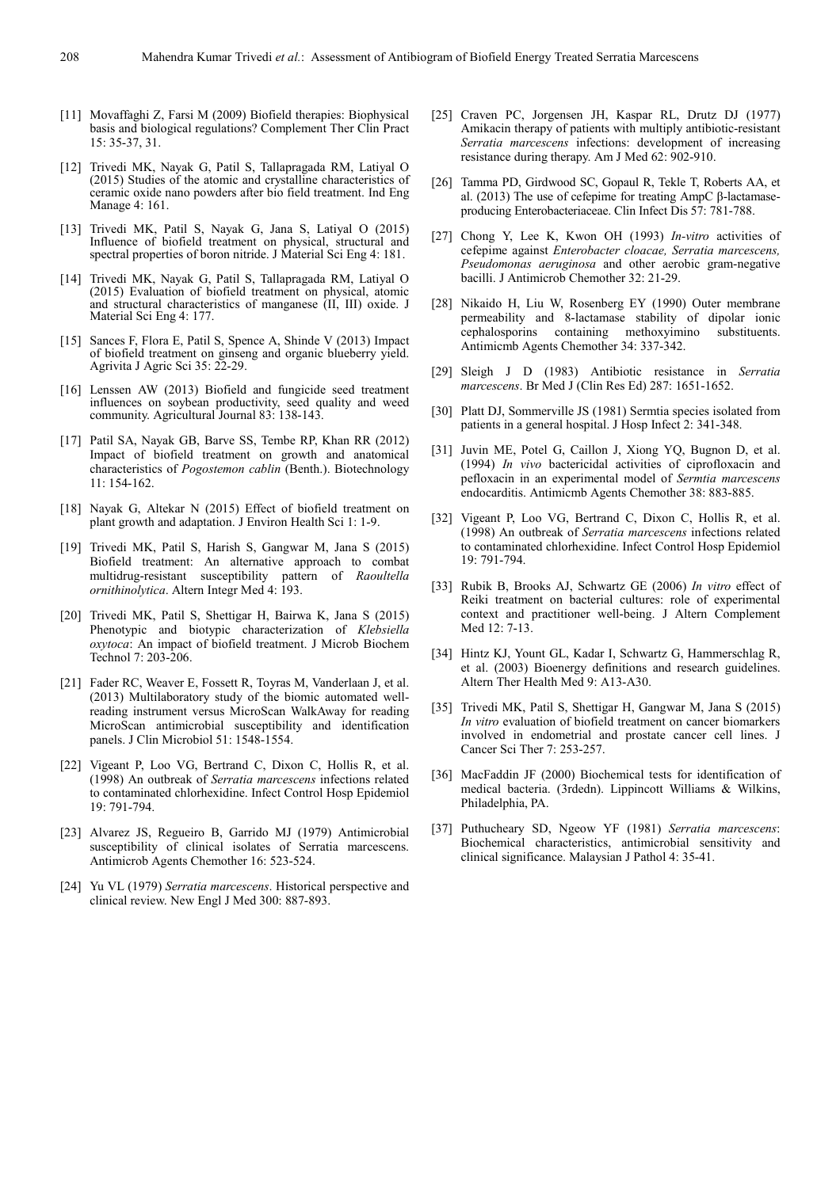[11] Movaffaghi Z, Farsi M (2009) Biofield therapies: Biophysical basis and biological regulations? Complement Ther Clin Pract 15: 35-37, 31.

[12] Trivedi MK, Nayak G, Patil S, Tallapragada RM, Latiyal O (2015) Studies of the atomic and crystalline characteristics of ceramic oxide nano powders after bio field treatment. Ind Eng Manage 4: 161.

[13] Trivedi MK, Patil S, Nayak G, Jana S, Latiyal O (2015) Influence of biofield treatment on physical, structural and spectral properties of boron nitride. J Material Sci Eng 4: 181.

[14] Trivedi MK, Nayak G, Patil S, Tallapragada RM, Latiyal O (2015) Evaluation of biofield treatment on physical, atomic and structural characteristics of manganese (II, III) oxide. J Material Sci Eng 4: 177.

[15] Sances F, Flora E, Patil S, Spence A, Shinde V (2013) Impact of biofield treatment on ginseng and organic blueberry yield. Agrivita J Agric Sci 35: 22-29.

[16] Lenssen AW (2013) Biofield and fungicide seed treatment influences on soybean productivity, seed quality and weed community. Agricultural Journal 83: 138-143.

[17] Patil SA, Nayak GB, Barve SS, Tembe RP, Khan RR (2012) Impact of biofield treatment on growth and anatomical characteristics of *Pogostemon cablin* (Benth.). Biotechnology 11: 154-162.

[18] Nayak G, Altekar N (2015) Effect of biofield treatment on plant growth and adaptation. J Environ Health Sci 1: 1-9.

[19] Trivedi MK, Patil S, Harish S, Gangwar M, Jana S (2015) Biofield treatment: An alternative approach to combat multidrug-resistant susceptibility pattern of *Raoultella ornithinolytica*. Altern Integr Med 4: 193.

[20] Trivedi MK, Patil S, Shettigar H, Bairwa K, Jana S (2015) Phenotypic and biotypic characterization of *Klebsiella oxytoca*: An impact of biofield treatment. J Microb Biochem Technol 7: 203-206.

[21] Fader RC, Weaver E, Fossett R, Toyras M, Vanderlaan J, et al. (2013) Multilaboratory study of the biomic automated well-reading instrument versus MicroScan WalkAway for reading MicroScan antimicrobial susceptibility and identification panels. J Clin Microbiol 51: 1548-1554.

[22] Vigeant P, Loo VG, Bertrand C, Dixon C, Hollis R, et al. (1998) An outbreak of *Serratia marcescens* infections related to contaminated chlorhexidine. Infect Control Hosp Epidemiol 19: 791-794.

[23] Alvarez JS, Regueiro B, Garrido MJ (1979) Antimicrobial susceptibility of clinical isolates of Serratia marcescens. Antimicrob Agents Chemother 16: 523-524.

[24] Yu VL (1979) *Serratia marcescens*. Historical perspective and clinical review. New Engl J Med 300: 887-893.

[25] Craven PC, Jorgensen JH, Kaspar RL, Drutz DJ (1977) Amikacin therapy of patients with multiply antibiotic-resistant *Serratia marcescens* infections: development of increasing resistance during therapy. Am J Med 62: 902-910.

[26] Tamma PD, Girdwood SC, Gopaul R, Tekle T, Roberts AA, et al. (2013) The use of cefepime for treating AmpC β-lactamase-producing Enterobacteriaceae. Clin Infect Dis 57: 781-788.

[27] Chong Y, Lee K, Kwon OH (1993) *In-vitro* activities of cefepime against *Enterobacter cloacae, Serratia marcescens, Pseudomonas aeruginosa* and other aerobic gram-negative bacilli. J Antimicrob Chemother 32: 21-29.

[28] Nikaido H, Liu W, Rosenberg EY (1990) Outer membrane permeability and 8-lactamase stability of dipolar ionic cephalosporins containing methoxyimino substituents. Antimicmb Agents Chemother 34: 337-342.

[29] Sleigh J D (1983) Antibiotic resistance in *Serratia marcescens*. Br Med J (Clin Res Ed) 287: 1651-1652.

[30] Platt DJ, Sommerville JS (1981) Sermtia species isolated from patients in a general hospital. J Hosp Infect 2: 341-348.

[31] Juvin ME, Potel G, Caillon J, Xiong YQ, Bugnon D, et al. (1994) *In vivo* bactericidal activities of ciprofloxacin and pefloxacin in an experimental model of *Sermtia marcescens* endocarditis. Antimicmb Agents Chemother 38: 883-885.

[32] Vigeant P, Loo VG, Bertrand C, Dixon C, Hollis R, et al. (1998) An outbreak of *Serratia marcescens* infections related to contaminated chlorhexidine. Infect Control Hosp Epidemiol 19: 791-794.

[33] Rubik B, Brooks AJ, Schwartz GE (2006) *In vitro* effect of Reiki treatment on bacterial cultures: role of experimental context and practitioner well-being. J Altern Complement Med 12: 7-13.

[34] Hintz KJ, Yount GL, Kadar I, Schwartz G, Hammerschlag R, et al. (2003) Bioenergy definitions and research guidelines. Altern Ther Health Med 9: A13-A30.

[35] Trivedi MK, Patil S, Shettigar H, Gangwar M, Jana S (2015) *In vitro* evaluation of biofield treatment on cancer biomarkers involved in endometrial and prostate cancer cell lines. J Cancer Sci Ther 7: 253-257.

[36] MacFaddin JF (2000) Biochemical tests for identification of medical bacteria. (3rdedn). Lippincott Williams & Wilkins, Philadelphia, PA.

[37] Puthucheary SD, Ngeow YF (1981) *Serratia marcescens*: Biochemical characteristics, antimicrobial sensitivity and clinical significance. Malaysian J Pathol 4: 35-41.